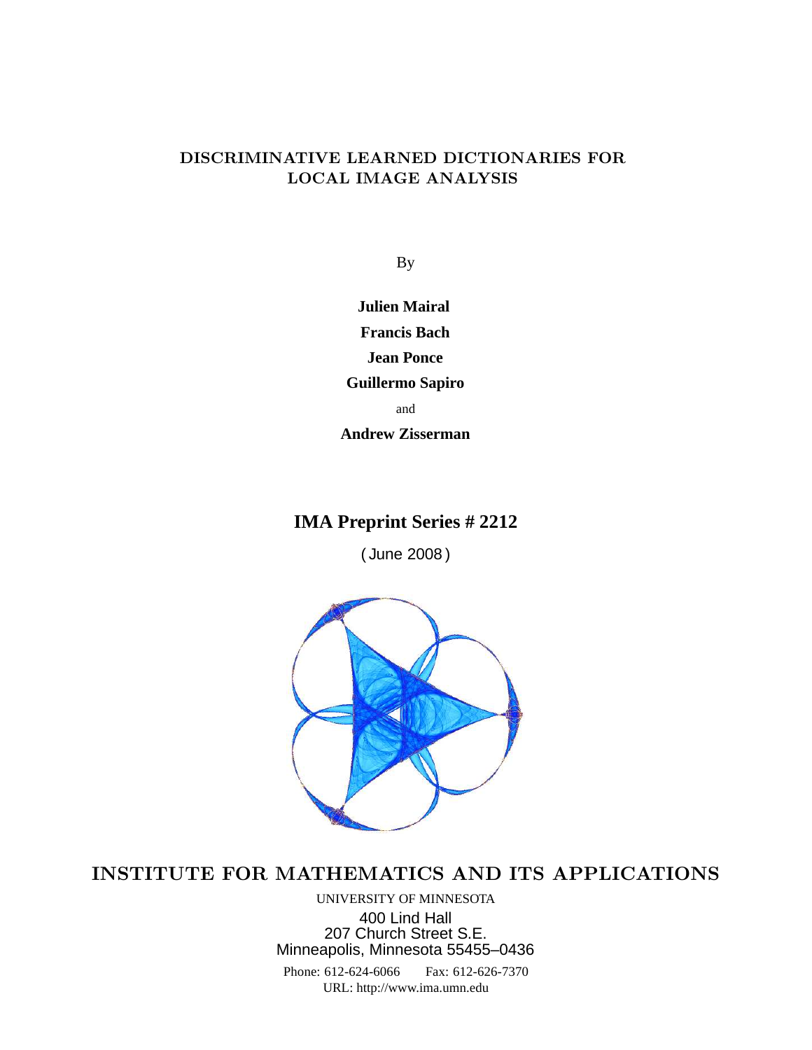# DISCRIMINATIVE LEARNED DICTIONARIES FOR LOCAL IMAGE ANALYSIS

By

**Julien Mairal**

**Francis Bach**

**Jean Ponce**

**Guillermo Sapiro**

and

**Andrew Zisserman**

## IMA Preprint Series # 2212

( June 2008 )

## INSTITUTE FOR MATHEMATICS AND ITS APPLICATIONS

UNIVERSITY OF MINNESOTA

400 Lind Hall
207 Church Street S.E.
Minneapolis, Minnesota 55455–0436

Phone: 612-624-6066 Fax: 612-626-7370
URL: http://www.ima.umn.edu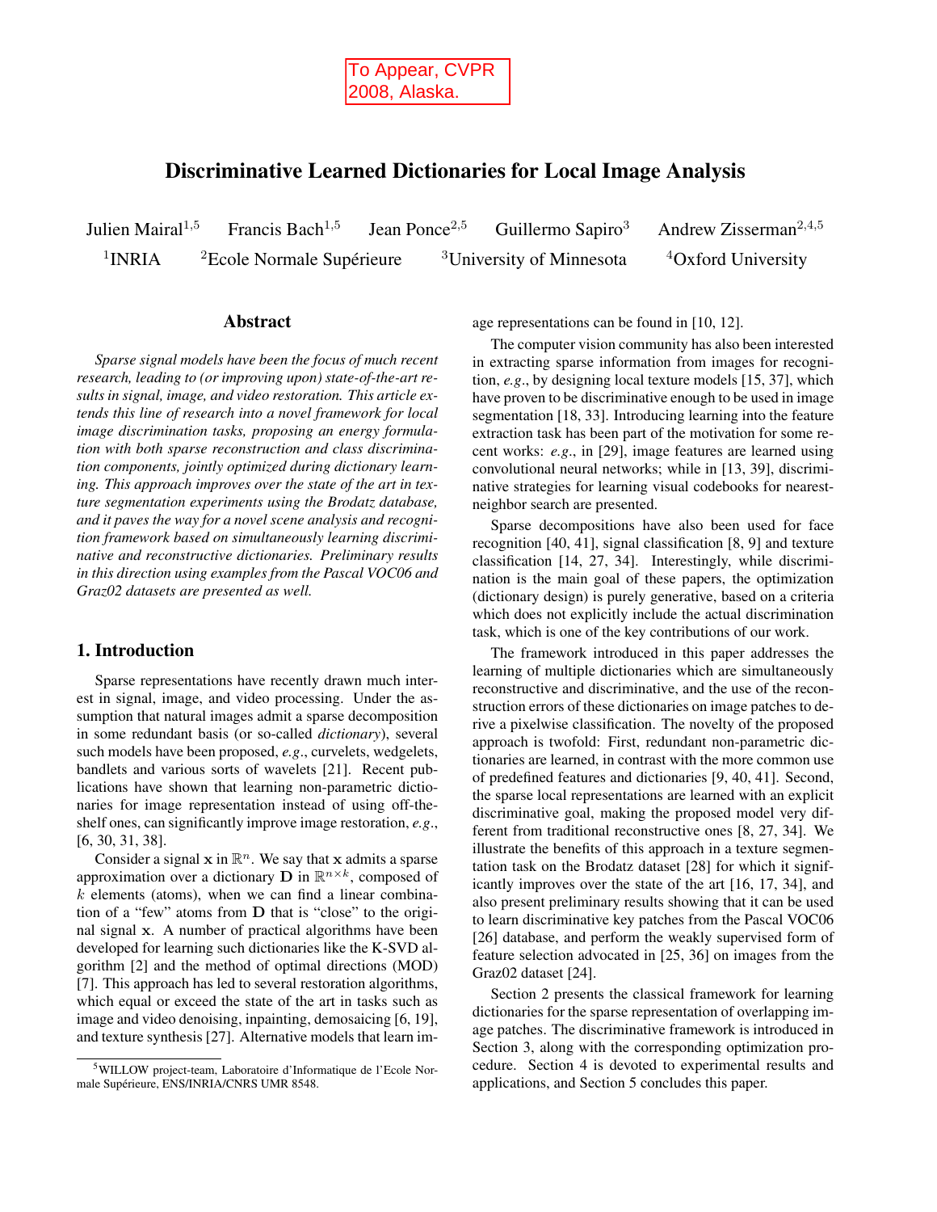To Appear, CVPR 2008, Alaska.

# Discriminative Learned Dictionaries for Local Image Analysis

Julien Mairal[1,5] Francis Bach[1,5] Jean Ponce[2,5] Guillermo Sapiro[3] Andrew Zisserman[2,4,5]

[1]INRIA [2]Ecole Normale Supérieure [3]University of Minnesota [4]Oxford University

## Abstract

*Sparse signal models have been the focus of much recent research, leading to (or improving upon) state-of-the-art results in signal, image, and video restoration. This article extends this line of research into a novel framework for local image discrimination tasks, proposing an energy formulation with both sparse reconstruction and class discrimination components, jointly optimized during dictionary learning. This approach improves over the state of the art in texture segmentation experiments using the Brodatz database, and it paves the way for a novel scene analysis and recognition framework based on simultaneously learning discriminative and reconstructive dictionaries. Preliminary results in this direction using examples from the Pascal VOC06 and Graz02 datasets are presented as well.*

## 1. Introduction

Sparse representations have recently drawn much interest in signal, image, and video processing. Under the assumption that natural images admit a sparse decomposition in some redundant basis (or so-called *dictionary*), several such models have been proposed, *e.g*., curvelets, wedgelets, bandlets and various sorts of wavelets [21]. Recent publications have shown that learning non-parametric dictionaries for image representation instead of using off-the-shelf ones, can significantly improve image restoration, *e.g*., [6, 30, 31, 38].

Consider a signal $\mathbf{x}$ in $\mathbb{R}^n$. We say that $\mathbf{x}$ admits a sparse approximation over a dictionary $\mathbf{D}$ in $\mathbb{R}^{n \times k}$, composed of $k$ elements (atoms), when we can find a linear combination of a "few" atoms from $\mathbf{D}$ that is "close" to the original signal $\mathbf{x}$. A number of practical algorithms have been developed for learning such dictionaries like the K-SVD algorithm [2] and the method of optimal directions (MOD) [7]. This approach has led to several restoration algorithms, which equal or exceed the state of the art in tasks such as image and video denoising, inpainting, demosaicing [6, 19], and texture synthesis [27]. Alternative models that learn image representations can be found in [10, 12].

The computer vision community has also been interested in extracting sparse information from images for recognition, *e.g*., by designing local texture models [15, 37], which have proven to be discriminative enough to be used in image segmentation [18, 33]. Introducing learning into the feature extraction task has been part of the motivation for some recent works: *e.g*., in [29], image features are learned using convolutional neural networks; while in [13, 39], discriminative strategies for learning visual codebooks for nearest-neighbor search are presented.

Sparse decompositions have also been used for face recognition [40, 41], signal classification [8, 9] and texture classification [14, 27, 34]. Interestingly, while discrimination is the main goal of these papers, the optimization (dictionary design) is purely generative, based on a criteria which does not explicitly include the actual discrimination task, which is one of the key contributions of our work.

The framework introduced in this paper addresses the learning of multiple dictionaries which are simultaneously reconstructive and discriminative, and the use of the reconstruction errors of these dictionaries on image patches to derive a pixelwise classification. The novelty of the proposed approach is twofold: First, redundant non-parametric dictionaries are learned, in contrast with the more common use of predefined features and dictionaries [9, 40, 41]. Second, the sparse local representations are learned with an explicit discriminative goal, making the proposed model very different from traditional reconstructive ones [8, 27, 34]. We illustrate the benefits of this approach in a texture segmentation task on the Brodatz dataset [28] for which it significantly improves over the state of the art [16, 17, 34], and also present preliminary results showing that it can be used to learn discriminative key patches from the Pascal VOC06 [26] database, and perform the weakly supervised form of feature selection advocated in [25, 36] on images from the Graz02 dataset [24].

Section 2 presents the classical framework for learning dictionaries for the sparse representation of overlapping image patches. The discriminative framework is introduced in Section 3, along with the corresponding optimization procedure. Section 4 is devoted to experimental results and applications, and Section 5 concludes this paper.

[5]WILLOW project-team, Laboratoire d'Informatique de l'Ecole Normale Supérieure, ENS/INRIA/CNRS UMR 8548.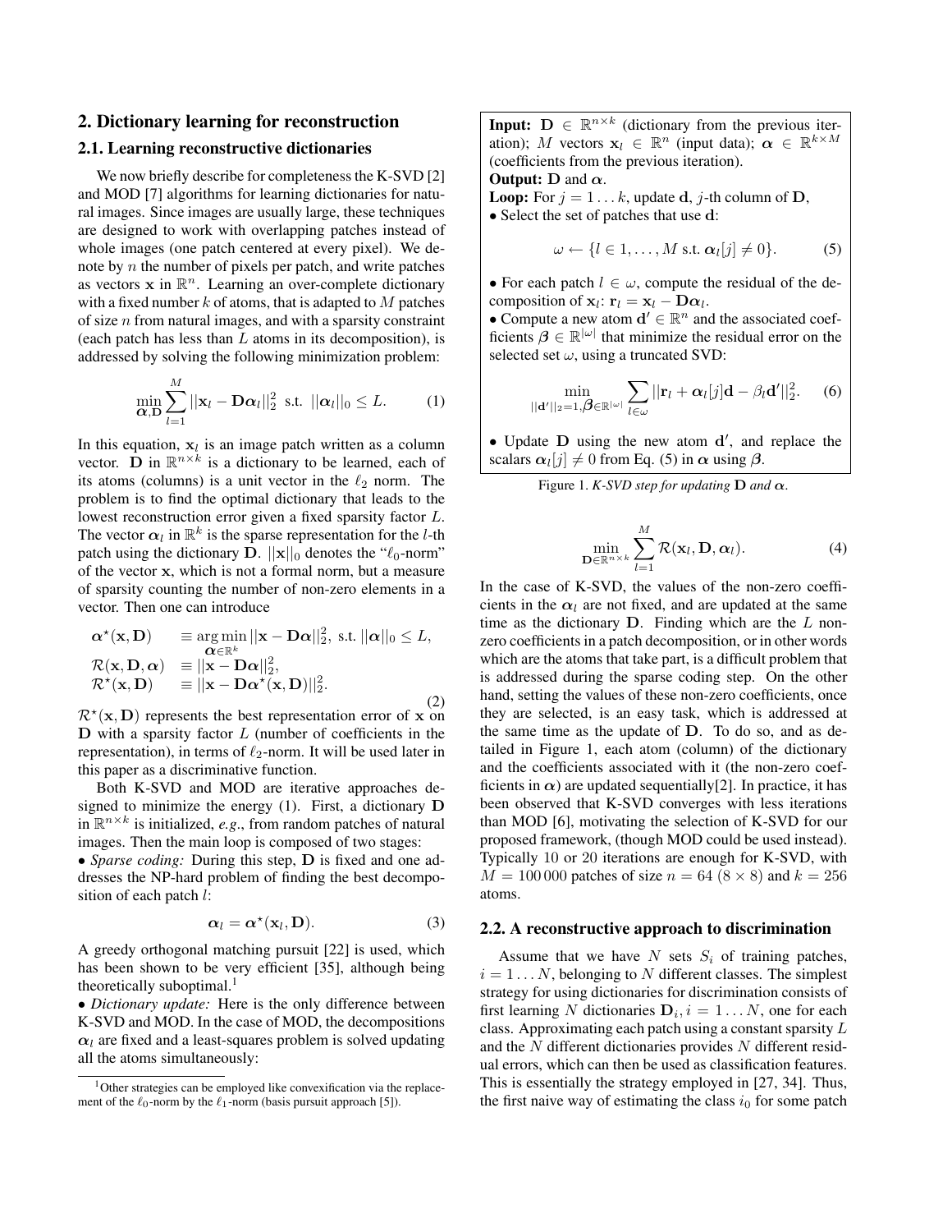## 2. Dictionary learning for reconstruction

### 2.1. Learning reconstructive dictionaries

We now briefly describe for completeness the K-SVD [2] and MOD [7] algorithms for learning dictionaries for natural images. Since images are usually large, these techniques are designed to work with overlapping patches instead of whole images (one patch centered at every pixel). We denote by $n$ the number of pixels per patch, and write patches as vectors $\mathbf{x}$ in $\mathbb{R}^n$. Learning an over-complete dictionary with a fixed number $k$ of atoms, that is adapted to $M$ patches of size $n$ from natural images, and with a sparsity constraint (each patch has less than $L$ atoms in its decomposition), is addressed by solving the following minimization problem:

$$\min_{\boldsymbol{\alpha},\mathbf{D}} \sum_{l=1}^{M} ||\mathbf{x}_l - \mathbf{D}\boldsymbol{\alpha}_l||_2^2 \;\text{ s.t. }\; ||\boldsymbol{\alpha}_l||_0 \leq L. \tag{1}$$

In this equation, $\mathbf{x}_l$ is an image patch written as a column vector. $\mathbf{D}$ in $\mathbb{R}^{n\times k}$ is a dictionary to be learned, each of its atoms (columns) is a unit vector in the $\ell_2$ norm. The problem is to find the optimal dictionary that leads to the lowest reconstruction error given a fixed sparsity factor $L$. The vector $\boldsymbol{\alpha}_l$ in $\mathbb{R}^k$ is the sparse representation for the $l$-th patch using the dictionary $\mathbf{D}$. $||\mathbf{x}||_0$ denotes the "$\ell_0$-norm" of the vector $\mathbf{x}$, which is not a formal norm, but a measure of sparsity counting the number of non-zero elements in a vector. Then one can introduce

$$\begin{aligned}
\boldsymbol{\alpha}^\star(\mathbf{x},\mathbf{D}) \quad &\equiv \operatorname*{arg\,min}_{\boldsymbol{\alpha}\in\mathbb{R}^k} ||\mathbf{x} - \mathbf{D}\boldsymbol{\alpha}||_2^2, \text{ s.t. } ||\boldsymbol{\alpha}||_0 \leq L,\\
\mathcal{R}(\mathbf{x},\mathbf{D},\boldsymbol{\alpha}) \quad &\equiv ||\mathbf{x} - \mathbf{D}\boldsymbol{\alpha}||_2^2,\\
\mathcal{R}^\star(\mathbf{x},\mathbf{D}) \quad &\equiv ||\mathbf{x} - \mathbf{D}\boldsymbol{\alpha}^\star(\mathbf{x},\mathbf{D})||_2^2.
\end{aligned} \tag{2}$$

$\mathcal{R}^\star(\mathbf{x},\mathbf{D})$ represents the best representation error of $\mathbf{x}$ on $\mathbf{D}$ with a sparsity factor $L$ (number of coefficients in the representation), in terms of $\ell_2$-norm. It will be used later in this paper as a discriminative function.

Both K-SVD and MOD are iterative approaches designed to minimize the energy (1). First, a dictionary $\mathbf{D}$ in $\mathbb{R}^{n\times k}$ is initialized, *e.g.*, from random patches of natural images. Then the main loop is composed of two stages:

• *Sparse coding:* During this step, $\mathbf{D}$ is fixed and one addresses the NP-hard problem of finding the best decomposition of each patch $l$:

$$\boldsymbol{\alpha}_l = \boldsymbol{\alpha}^\star(\mathbf{x}_l,\mathbf{D}). \tag{3}$$

A greedy orthogonal matching pursuit [22] is used, which has been shown to be very efficient [35], although being theoretically suboptimal.[1]

• *Dictionary update:* Here is the only difference between K-SVD and MOD. In the case of MOD, the decompositions $\boldsymbol{\alpha}_l$ are fixed and a least-squares problem is solved updating all the atoms simultaneously:

$$\min_{\mathbf{D}\in\mathbb{R}^{n\times k}} \sum_{l=1}^{M} \mathcal{R}(\mathbf{x}_l,\mathbf{D},\boldsymbol{\alpha}_l). \tag{4}$$

In the case of K-SVD, the values of the non-zero coefficients in the $\boldsymbol{\alpha}_l$ are not fixed, and are updated at the same time as the dictionary $\mathbf{D}$. Finding which are the $L$ non-zero coefficients in a patch decomposition, or in other words which are the atoms that take part, is a difficult problem that is addressed during the sparse coding step. On the other hand, setting the values of these non-zero coefficients, once they are selected, is an easy task, which is addressed at the same time as the update of $\mathbf{D}$. To do so, and as detailed in Figure 1, each atom (column) of the dictionary and the coefficients associated with it (the non-zero coefficients in $\boldsymbol{\alpha}$) are updated sequentially[2]. In practice, it has been observed that K-SVD converges with less iterations than MOD [6], motivating the selection of K-SVD for our proposed framework, (though MOD could be used instead). Typically 10 or 20 iterations are enough for K-SVD, with $M = 100\,000$ patches of size $n = 64$ $(8\times 8)$ and $k = 256$ atoms.

**Input:** $\mathbf{D} \in \mathbb{R}^{n\times k}$ (dictionary from the previous iteration); $M$ vectors $\mathbf{x}_l \in \mathbb{R}^n$ (input data); $\boldsymbol{\alpha} \in \mathbb{R}^{k\times M}$ (coefficients from the previous iteration).
**Output:** $\mathbf{D}$ and $\boldsymbol{\alpha}$.
**Loop:** For $j = 1\ldots k$, update $\mathbf{d}$, $j$-th column of $\mathbf{D}$,
• Select the set of patches that use $\mathbf{d}$:

$$\omega \leftarrow \{l \in 1,\ldots,M \text{ s.t. } \boldsymbol{\alpha}_l[j] \neq 0\}. \tag{5}$$

• For each patch $l \in \omega$, compute the residual of the decomposition of $\mathbf{x}_l$: $\mathbf{r}_l = \mathbf{x}_l - \mathbf{D}\boldsymbol{\alpha}_l$.
• Compute a new atom $\mathbf{d}' \in \mathbb{R}^n$ and the associated coefficients $\boldsymbol{\beta} \in \mathbb{R}^{|\omega|}$ that minimize the residual error on the selected set $\omega$, using a truncated SVD:

$$\min_{||\mathbf{d}'||_2=1,\boldsymbol{\beta}\in\mathbb{R}^{|\omega|}} \sum_{l\in\omega} ||\mathbf{r}_l + \boldsymbol{\alpha}_l[j]\mathbf{d} - \beta_l\mathbf{d}'||_2^2. \tag{6}$$

• Update $\mathbf{D}$ using the new atom $\mathbf{d}'$, and replace the scalars $\boldsymbol{\alpha}_l[j] \neq 0$ from Eq. (5) in $\boldsymbol{\alpha}$ using $\boldsymbol{\beta}$.

Figure 1. *K-SVD step for updating* $\mathbf{D}$ *and* $\boldsymbol{\alpha}$.

### 2.2. A reconstructive approach to discrimination

Assume that we have $N$ sets $S_i$ of training patches, $i = 1\ldots N$, belonging to $N$ different classes. The simplest strategy for using dictionaries for discrimination consists of first learning $N$ dictionaries $\mathbf{D}_i, i = 1\ldots N$, one for each class. Approximating each patch using a constant sparsity $L$ and the $N$ different dictionaries provides $N$ different residual errors, which can then be used as classification features. This is essentially the strategy employed in [27, 34]. Thus, the first naive way of estimating the class $i_0$ for some patch

[1] Other strategies can be employed like convexification via the replacement of the $\ell_0$-norm by the $\ell_1$-norm (basis pursuit approach [5]).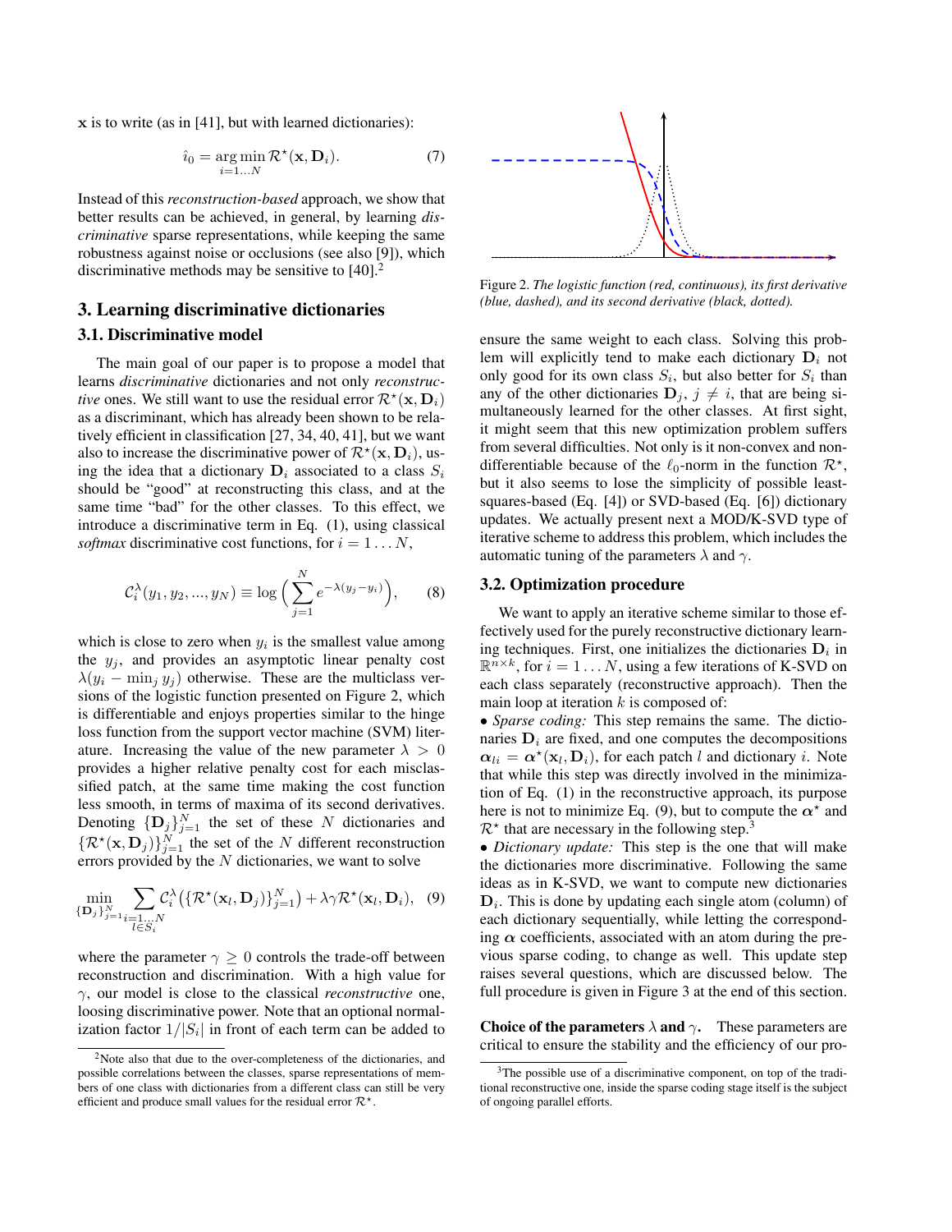$\mathbf{x}$ is to write (as in [41], but with learned dictionaries):

$$\hat{i}_0 = \underset{i=1\ldots N}{\arg\min}\, \mathcal{R}^\star(\mathbf{x}, \mathbf{D}_i). \tag{7}$$

Instead of this *reconstruction-based* approach, we show that better results can be achieved, in general, by learning *discriminative* sparse representations, while keeping the same robustness against noise or occlusions (see also [9]), which discriminative methods may be sensitive to [40].[2]

## 3. Learning discriminative dictionaries

### 3.1. Discriminative model

The main goal of our paper is to propose a model that learns *discriminative* dictionaries and not only *reconstructive* ones. We still want to use the residual error $\mathcal{R}^\star(\mathbf{x}, \mathbf{D}_i)$ as a discriminant, which has already been shown to be relatively efficient in classification [27, 34, 40, 41], but we want also to increase the discriminative power of $\mathcal{R}^\star(\mathbf{x}, \mathbf{D}_i)$, using the idea that a dictionary $\mathbf{D}_i$ associated to a class $S_i$ should be "good" at reconstructing this class, and at the same time "bad" for the other classes. To this effect, we introduce a discriminative term in Eq. (1), using classical *softmax* discriminative cost functions, for $i = 1 \ldots N$,

$$\mathcal{C}_i^\lambda(y_1, y_2, ..., y_N) \equiv \log\Big(\sum_{j=1}^{N} e^{-\lambda(y_j - y_i)}\Big), \tag{8}$$

which is close to zero when $y_i$ is the smallest value among the $y_j$, and provides an asymptotic linear penalty cost $\lambda(y_i - \min_j y_j)$ otherwise. These are the multiclass versions of the logistic function presented on Figure 2, which is differentiable and enjoys properties similar to the hinge loss function from the support vector machine (SVM) literature. Increasing the value of the new parameter $\lambda > 0$ provides a higher relative penalty cost for each misclassified patch, at the same time making the cost function less smooth, in terms of maxima of its second derivatives. Denoting $\{\mathbf{D}_j\}_{j=1}^N$ the set of these $N$ dictionaries and $\{\mathcal{R}^\star(\mathbf{x}, \mathbf{D}_j)\}_{j=1}^N$ the set of the $N$ different reconstruction errors provided by the $N$ dictionaries, we want to solve

$$\min_{\{\mathbf{D}_j\}_{j=1}^N} \sum_{\substack{i=1\ldots N \\ l \in S_i}} \mathcal{C}_i^\lambda\big(\{\mathcal{R}^\star(\mathbf{x}_l, \mathbf{D}_j)\}_{j=1}^N\big) + \lambda\gamma\mathcal{R}^\star(\mathbf{x}_l, \mathbf{D}_i), \tag{9}$$

where the parameter $\gamma \geq 0$ controls the trade-off between reconstruction and discrimination. With a high value for $\gamma$, our model is close to the classical *reconstructive* one, loosing discriminative power. Note that an optional normalization factor $1/|S_i|$ in front of each term can be added to ensure the same weight to each class. Solving this problem will explicitly tend to make each dictionary $\mathbf{D}_i$ not only good for its own class $S_i$, but also better for $S_i$ than any of the other dictionaries $\mathbf{D}_j$, $j \neq i$, that are being simultaneously learned for the other classes. At first sight, it might seem that this new optimization problem suffers from several difficulties. Not only is it non-convex and non-differentiable because of the $\ell_0$-norm in the function $\mathcal{R}^\star$, but it also seems to lose the simplicity of possible least-squares-based (Eq. [4]) or SVD-based (Eq. [6]) dictionary updates. We actually present next a MOD/K-SVD type of iterative scheme to address this problem, which includes the automatic tuning of the parameters $\lambda$ and $\gamma$.

Figure 2. *The logistic function (red, continuous), its first derivative (blue, dashed), and its second derivative (black, dotted).*

### 3.2. Optimization procedure

We want to apply an iterative scheme similar to those effectively used for the purely reconstructive dictionary learning techniques. First, one initializes the dictionaries $\mathbf{D}_i$ in $\mathbb{R}^{n \times k}$, for $i = 1 \ldots N$, using a few iterations of K-SVD on each class separately (reconstructive approach). Then the main loop at iteration $k$ is composed of:

- *Sparse coding:* This step remains the same. The dictionaries $\mathbf{D}_i$ are fixed, and one computes the decompositions $\boldsymbol{\alpha}_{li} = \boldsymbol{\alpha}^\star(\mathbf{x}_l, \mathbf{D}_i)$, for each patch $l$ and dictionary $i$. Note that while this step was directly involved in the minimization of Eq. (1) in the reconstructive approach, its purpose here is not to minimize Eq. (9), but to compute the $\boldsymbol{\alpha}^\star$ and $\mathcal{R}^\star$ that are necessary in the following step.[3]
- *Dictionary update:* This step is the one that will make the dictionaries more discriminative. Following the same ideas as in K-SVD, we want to compute new dictionaries $\mathbf{D}_i$. This is done by updating each single atom (column) of each dictionary sequentially, while letting the corresponding $\boldsymbol{\alpha}$ coefficients, associated with an atom during the previous sparse coding, to change as well. This update step raises several questions, which are discussed below. The full procedure is given in Figure 3 at the end of this section.

**Choice of the parameters $\lambda$ and $\gamma$.** These parameters are critical to ensure the stability and the efficiency of our pro-

[2] Note also that due to the over-completeness of the dictionaries, and possible correlations between the classes, sparse representations of members of one class with dictionaries from a different class can still be very efficient and produce small values for the residual error $\mathcal{R}^\star$.

[3] The possible use of a discriminative component, on top of the traditional reconstructive one, inside the sparse coding stage itself is the subject of ongoing parallel efforts.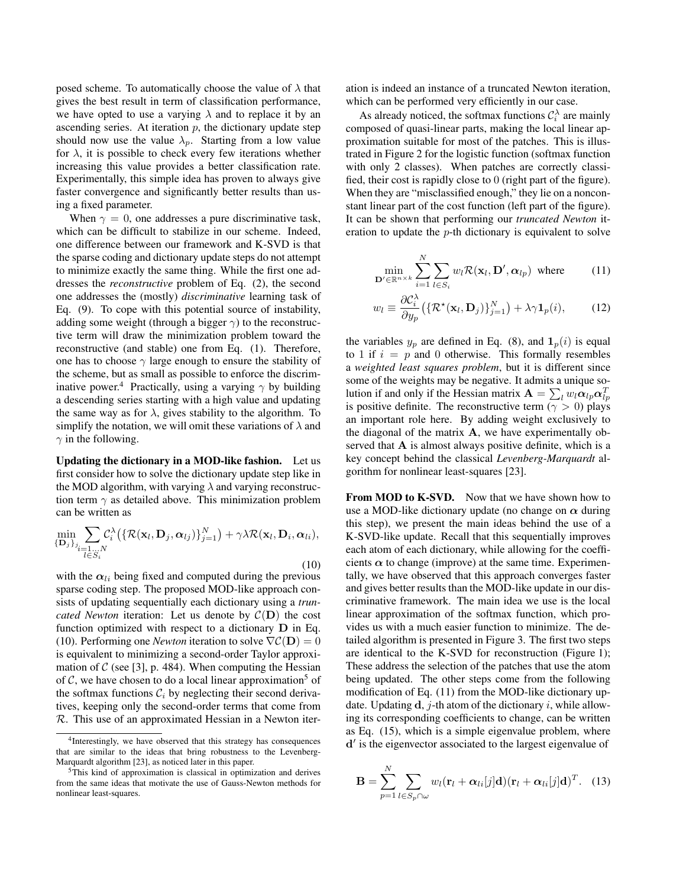posed scheme. To automatically choose the value of $\lambda$ that gives the best result in term of classification performance, we have opted to use a varying $\lambda$ and to replace it by an ascending series. At iteration $p$, the dictionary update step should now use the value $\lambda_p$. Starting from a low value for $\lambda$, it is possible to check every few iterations whether increasing this value provides a better classification rate. Experimentally, this simple idea has proven to always give faster convergence and significantly better results than using a fixed parameter.

When $\gamma = 0$, one addresses a pure discriminative task, which can be difficult to stabilize in our scheme. Indeed, one difference between our framework and K-SVD is that the sparse coding and dictionary update steps do not attempt to minimize exactly the same thing. While the first one addresses the *reconstructive* problem of Eq. (2), the second one addresses the (mostly) *discriminative* learning task of Eq. (9). To cope with this potential source of instability, adding some weight (through a bigger $\gamma$) to the reconstructive term will draw the minimization problem toward the reconstructive (and stable) one from Eq. (1). Therefore, one has to choose $\gamma$ large enough to ensure the stability of the scheme, but as small as possible to enforce the discriminative power.[4] Practically, using a varying $\gamma$ by building a descending series starting with a high value and updating the same way as for $\lambda$, gives stability to the algorithm. To simplify the notation, we will omit these variations of $\lambda$ and $\gamma$ in the following.

**Updating the dictionary in a MOD-like fashion.** Let us first consider how to solve the dictionary update step like in the MOD algorithm, with varying $\lambda$ and varying reconstruction term $\gamma$ as detailed above. This minimization problem can be written as

$$\min_{\{\mathbf{D}_j\}_j} \sum_{\substack{i=1...N \\ l \in S_i}} \mathcal{C}_i^{\lambda}\big(\{\mathcal{R}(\mathbf{x}_l, \mathbf{D}_j, \boldsymbol{\alpha}_{lj})\}_{j=1}^N\big) + \gamma\lambda\mathcal{R}(\mathbf{x}_l, \mathbf{D}_i, \boldsymbol{\alpha}_{li}), \tag{10}$$

with the $\boldsymbol{\alpha}_{li}$ being fixed and computed during the previous sparse coding step. The proposed MOD-like approach consists of updating sequentially each dictionary using a *truncated Newton* iteration: Let us denote by $\mathcal{C}(\mathbf{D})$ the cost function optimized with respect to a dictionary $\mathbf{D}$ in Eq. (10). Performing one *Newton* iteration to solve $\nabla\mathcal{C}(\mathbf{D}) = 0$ is equivalent to minimizing a second-order Taylor approximation of $\mathcal{C}$ (see [3], p. 484). When computing the Hessian of $\mathcal{C}$, we have chosen to do a local linear approximation[5] of the softmax functions $\mathcal{C}_i$ by neglecting their second derivatives, keeping only the second-order terms that come from $\mathcal{R}$. This use of an approximated Hessian in a Newton iteration is indeed an instance of a truncated Newton iteration, which can be performed very efficiently in our case.

As already noticed, the softmax functions $\mathcal{C}_i^{\lambda}$ are mainly composed of quasi-linear parts, making the local linear approximation suitable for most of the patches. This is illustrated in Figure 2 for the logistic function (softmax function with only 2 classes). When patches are correctly classified, their cost is rapidly close to 0 (right part of the figure). When they are "misclassified enough," they lie on a nonconstant linear part of the cost function (left part of the figure). It can be shown that performing our *truncated Newton* iteration to update the $p$-th dictionary is equivalent to solve

$$\min_{\mathbf{D}' \in \mathbb{R}^{n \times k}} \sum_{i=1}^{N} \sum_{l \in S_i} w_l \mathcal{R}(\mathbf{x}_l, \mathbf{D}', \boldsymbol{\alpha}_{lp}) \ \text{ where} \tag{11}$$

$$w_l \equiv \frac{\partial \mathcal{C}_i^{\lambda}}{\partial y_p}\big(\{\mathcal{R}^{\star}(\mathbf{x}_l, \mathbf{D}_j)\}_{j=1}^N\big) + \lambda\gamma\mathbf{1}_p(i), \tag{12}$$

the variables $y_p$ are defined in Eq. (8), and $\mathbf{1}_p(i)$ is equal to 1 if $i = p$ and 0 otherwise. This formally resembles a *weighted least squares problem*, but it is different since some of the weights may be negative. It admits a unique solution if and only if the Hessian matrix $\mathbf{A} = \sum_l w_l \boldsymbol{\alpha}_{lp}\boldsymbol{\alpha}_{lp}^T$ is positive definite. The reconstructive term ($\gamma > 0$) plays an important role here. By adding weight exclusively to the diagonal of the matrix $\mathbf{A}$, we have experimentally observed that $\mathbf{A}$ is almost always positive definite, which is a key concept behind the classical *Levenberg-Marquardt* algorithm for nonlinear least-squares [23].

**From MOD to K-SVD.** Now that we have shown how to use a MOD-like dictionary update (no change on $\boldsymbol{\alpha}$ during this step), we present the main ideas behind the use of a K-SVD-like update. Recall that this sequentially improves each atom of each dictionary, while allowing for the coefficients $\boldsymbol{\alpha}$ to change (improve) at the same time. Experimentally, we have observed that this approach converges faster and gives better results than the MOD-like update in our discriminative framework. The main idea we use is the local linear approximation of the softmax function, which provides us with a much easier function to minimize. The detailed algorithm is presented in Figure 3. The first two steps are identical to the K-SVD for reconstruction (Figure 1); These address the selection of the patches that use the atom being updated. The other steps come from the following modification of Eq. (11) from the MOD-like dictionary update. Updating $\mathbf{d}$, $j$-th atom of the dictionary $i$, while allowing its corresponding coefficients to change, can be written as Eq. (15), which is a simple eigenvalue problem, where $\mathbf{d}'$ is the eigenvector associated to the largest eigenvalue of

$$\mathbf{B} = \sum_{p=1}^{N} \sum_{l \in S_p \cap \omega} w_l(\mathbf{r}_l + \boldsymbol{\alpha}_{li}[j]\mathbf{d})(\mathbf{r}_l + \boldsymbol{\alpha}_{li}[j]\mathbf{d})^T. \tag{13}$$

---

[4] Interestingly, we have observed that this strategy has consequences that are similar to the ideas that bring robustness to the Levenberg-Marquardt algorithm [23], as noticed later in this paper.

[5] This kind of approximation is classical in optimization and derives from the same ideas that motivate the use of Gauss-Newton methods for nonlinear least-squares.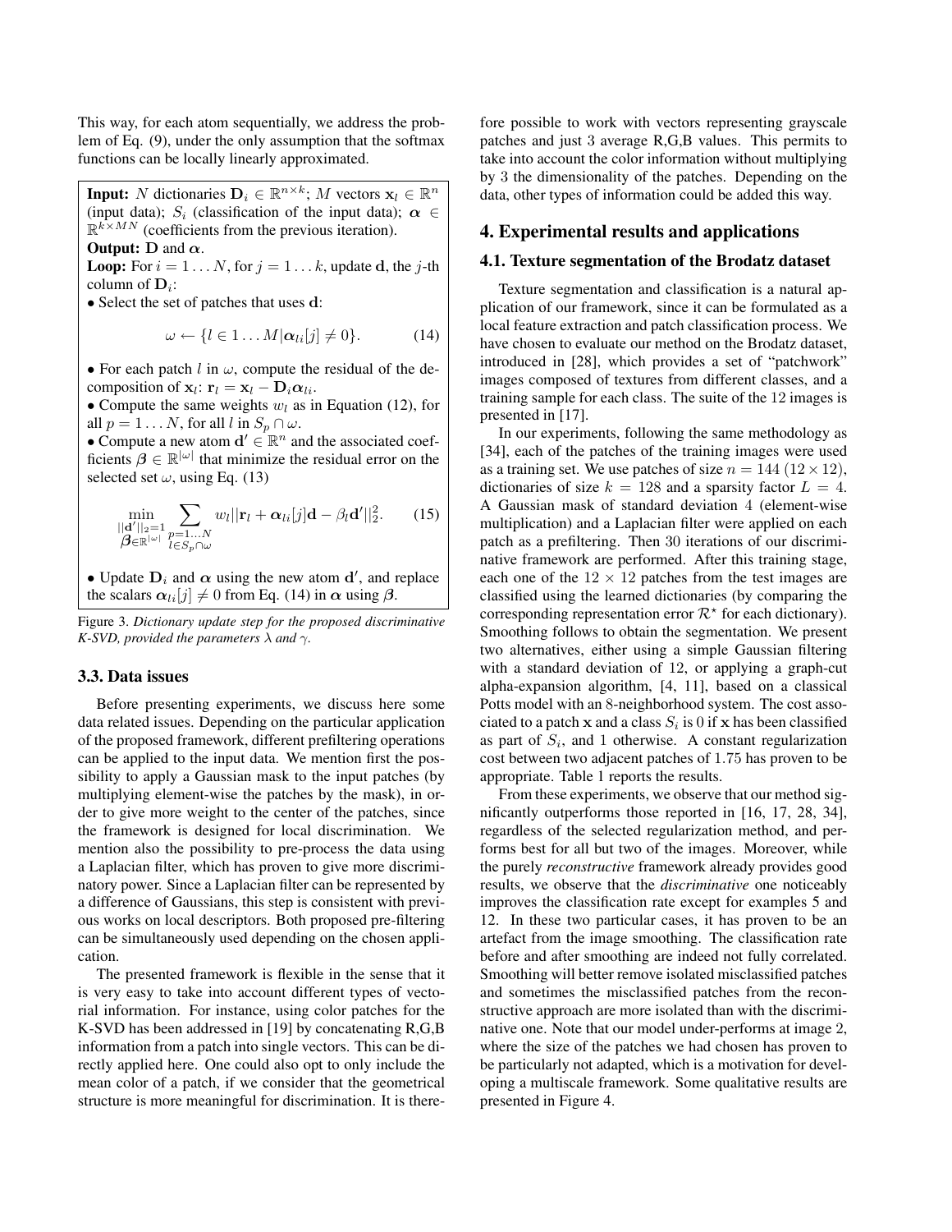This way, for each atom sequentially, we address the problem of Eq. (9), under the only assumption that the softmax functions can be locally linearly approximated.

**Input:** $N$ dictionaries $\mathbf{D}_i \in \mathbb{R}^{n \times k}$; $M$ vectors $\mathbf{x}_l \in \mathbb{R}^n$ (input data); $S_i$ (classification of the input data); $\boldsymbol{\alpha} \in \mathbb{R}^{k \times MN}$ (coefficients from the previous iteration).
**Output:** $\mathbf{D}$ and $\boldsymbol{\alpha}$.
**Loop:** For $i = 1 \dots N$, for $j = 1 \dots k$, update $\mathbf{d}$, the $j$-th column of $\mathbf{D}_i$:

- Select the set of patches that uses $\mathbf{d}$:

$$\omega \leftarrow \{l \in 1 \dots M | \boldsymbol{\alpha}_{li}[j] \neq 0\}. \tag{14}$$

- For each patch $l$ in $\omega$, compute the residual of the decomposition of $\mathbf{x}_l$: $\mathbf{r}_l = \mathbf{x}_l - \mathbf{D}_i \boldsymbol{\alpha}_{li}$.
- Compute the same weights $w_l$ as in Equation (12), for all $p = 1 \dots N$, for all $l$ in $S_p \cap \omega$.
- Compute a new atom $\mathbf{d}' \in \mathbb{R}^n$ and the associated coefficients $\boldsymbol{\beta} \in \mathbb{R}^{|\omega|}$ that minimize the residual error on the selected set $\omega$, using Eq. (13)

$$\min_{\substack{||\mathbf{d}'||_2=1 \\ \boldsymbol{\beta} \in \mathbb{R}^{|\omega|}}} \sum_{\substack{p=1\dots N \\ l \in S_p \cap \omega}} w_l ||\mathbf{r}_l + \boldsymbol{\alpha}_{li}[j]\mathbf{d} - \beta_l \mathbf{d}'||_2^2. \tag{15}$$

- Update $\mathbf{D}_i$ and $\boldsymbol{\alpha}$ using the new atom $\mathbf{d}'$, and replace the scalars $\boldsymbol{\alpha}_{li}[j] \neq 0$ from Eq. (14) in $\boldsymbol{\alpha}$ using $\boldsymbol{\beta}$.

Figure 3. *Dictionary update step for the proposed discriminative K-SVD, provided the parameters $\lambda$ and $\gamma$.*

### 3.3. Data issues

Before presenting experiments, we discuss here some data related issues. Depending on the particular application of the proposed framework, different prefiltering operations can be applied to the input data. We mention first the possibility to apply a Gaussian mask to the input patches (by multiplying element-wise the patches by the mask), in order to give more weight to the center of the patches, since the framework is designed for local discrimination. We mention also the possibility to pre-process the data using a Laplacian filter, which has proven to give more discriminatory power. Since a Laplacian filter can be represented by a difference of Gaussians, this step is consistent with previous works on local descriptors. Both proposed pre-filtering can be simultaneously used depending on the chosen application.

The presented framework is flexible in the sense that it is very easy to take into account different types of vectorial information. For instance, using color patches for the K-SVD has been addressed in [19] by concatenating R,G,B information from a patch into single vectors. This can be directly applied here. One could also opt to only include the mean color of a patch, if we consider that the geometrical structure is more meaningful for discrimination. It is therefore possible to work with vectors representing grayscale patches and just 3 average R,G,B values. This permits to take into account the color information without multiplying by 3 the dimensionality of the patches. Depending on the data, other types of information could be added this way.

## 4. Experimental results and applications

### 4.1. Texture segmentation of the Brodatz dataset

Texture segmentation and classification is a natural application of our framework, since it can be formulated as a local feature extraction and patch classification process. We have chosen to evaluate our method on the Brodatz dataset, introduced in [28], which provides a set of "patchwork" images composed of textures from different classes, and a training sample for each class. The suite of the 12 images is presented in [17].

In our experiments, following the same methodology as [34], each of the patches of the training images were used as a training set. We use patches of size $n = 144$ ($12 \times 12$), dictionaries of size $k = 128$ and a sparsity factor $L = 4$. A Gaussian mask of standard deviation 4 (element-wise multiplication) and a Laplacian filter were applied on each patch as a prefiltering. Then 30 iterations of our discriminative framework are performed. After this training stage, each one of the $12 \times 12$ patches from the test images are classified using the learned dictionaries (by comparing the corresponding representation error $\mathcal{R}^\star$ for each dictionary). Smoothing follows to obtain the segmentation. We present two alternatives, either using a simple Gaussian filtering with a standard deviation of 12, or applying a graph-cut alpha-expansion algorithm, [4, 11], based on a classical Potts model with an 8-neighborhood system. The cost associated to a patch $\mathbf{x}$ and a class $S_i$ is 0 if $\mathbf{x}$ has been classified as part of $S_i$, and 1 otherwise. A constant regularization cost between two adjacent patches of 1.75 has proven to be appropriate. Table 1 reports the results.

From these experiments, we observe that our method significantly outperforms those reported in [16, 17, 28, 34], regardless of the selected regularization method, and performs best for all but two of the images. Moreover, while the purely *reconstructive* framework already provides good results, we observe that the *discriminative* one noticeably improves the classification rate except for examples 5 and 12. In these two particular cases, it has proven to be an artefact from the image smoothing. The classification rate before and after smoothing are indeed not fully correlated. Smoothing will better remove isolated misclassified patches and sometimes the misclassified patches from the reconstructive approach are more isolated than with the discriminative one. Note that our model under-performs at image 2, where the size of the patches we had chosen has proven to be particularly not adapted, which is a motivation for developing a multiscale framework. Some qualitative results are presented in Figure 4.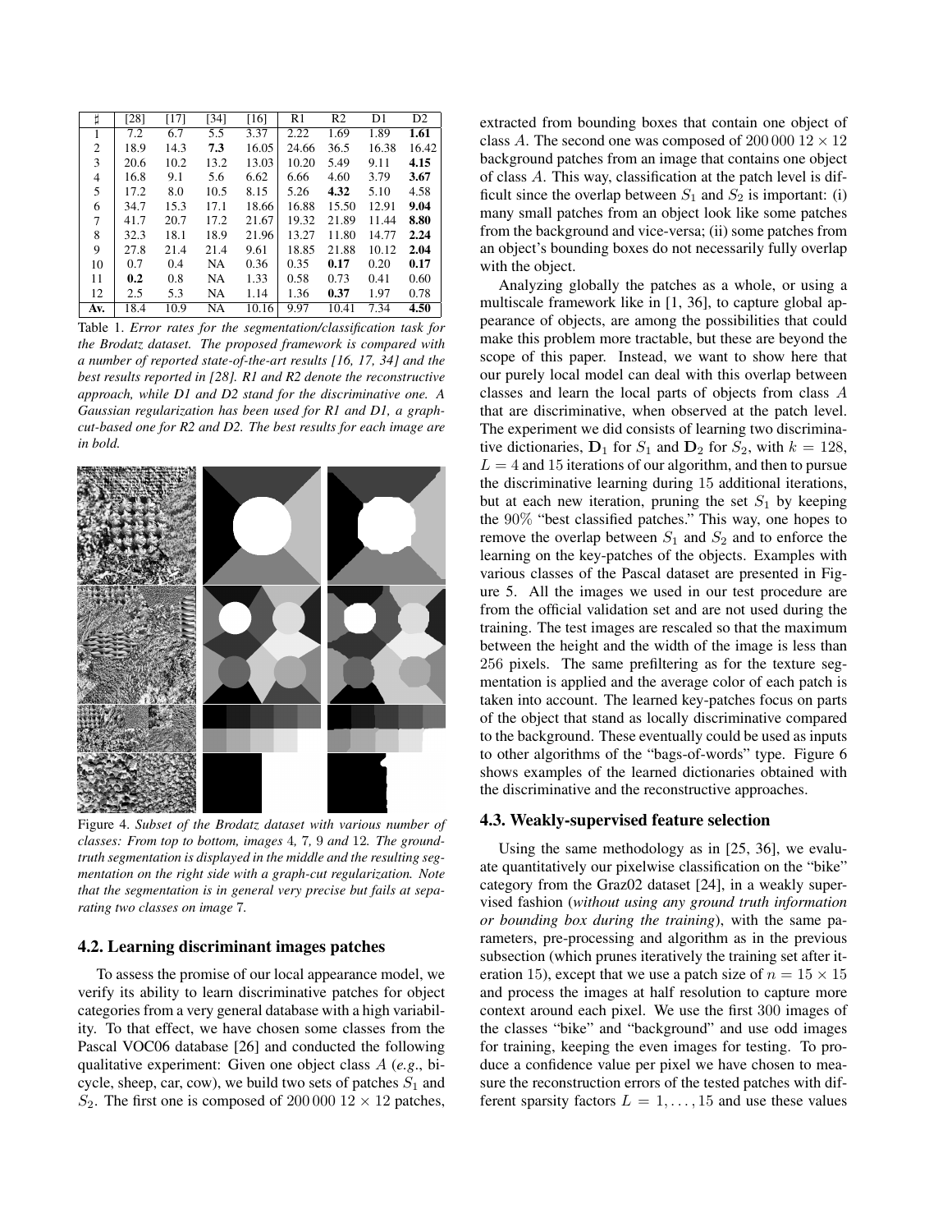| ♮ | [28] | [17] | [34] | [16] | R1 | R2 | D1 | D2 |
|---|---|---|---|---|---|---|---|---|
| 1 | 7.2 | 6.7 | 5.5 | 3.37 | 2.22 | 1.69 | 1.89 | **1.61** |
| 2 | 18.9 | 14.3 | **7.3** | 16.05 | 24.66 | 36.5 | 16.38 | 16.42 |
| 3 | 20.6 | 10.2 | 13.2 | 13.03 | 10.20 | 5.49 | 9.11 | **4.15** |
| 4 | 16.8 | 9.1 | 5.6 | 6.62 | 6.66 | 4.60 | 3.79 | **3.67** |
| 5 | 17.2 | 8.0 | 10.5 | 8.15 | 5.26 | **4.32** | 5.10 | 4.58 |
| 6 | 34.7 | 15.3 | 17.1 | 18.66 | 16.88 | 15.50 | 12.91 | **9.04** |
| 7 | 41.7 | 20.7 | 17.2 | 21.67 | 19.32 | 21.89 | 11.44 | **8.80** |
| 8 | 32.3 | 18.1 | 18.9 | 21.96 | 13.27 | 11.80 | 14.77 | **2.24** |
| 9 | 27.8 | 21.4 | 21.4 | 9.61 | 18.85 | 21.88 | 10.12 | **2.04** |
| 10 | 0.7 | 0.4 | NA | 0.36 | 0.35 | **0.17** | 0.20 | **0.17** |
| 11 | **0.2** | 0.8 | NA | 1.33 | 0.58 | 0.73 | 0.41 | 0.60 |
| 12 | 2.5 | 5.3 | NA | 1.14 | 1.36 | **0.37** | 1.97 | 0.78 |
| **Av.** | 18.4 | 10.9 | NA | 10.16 | 9.97 | 10.41 | 7.34 | **4.50** |

Table 1. *Error rates for the segmentation/classification task for the Brodatz dataset. The proposed framework is compared with a number of reported state-of-the-art results [16, 17, 34] and the best results reported in [28]. R1 and R2 denote the reconstructive approach, while D1 and D2 stand for the discriminative one. A Gaussian regularization has been used for R1 and D1, a graph-cut-based one for R2 and D2. The best results for each image are in bold.*

Figure 4. *Subset of the Brodatz dataset with various number of classes: From top to bottom, images* 4*,* 7*,* 9 *and* 12*. The ground-truth segmentation is displayed in the middle and the resulting segmentation on the right side with a graph-cut regularization. Note that the segmentation is in general very precise but fails at separating two classes on image* 7*.*

## 4.2. Learning discriminant images patches

To assess the promise of our local appearance model, we verify its ability to learn discriminative patches for object categories from a very general database with a high variability. To that effect, we have chosen some classes from the Pascal VOC06 database [26] and conducted the following qualitative experiment: Given one object class $A$ (*e.g.*, bicycle, sheep, car, cow), we build two sets of patches $S_1$ and $S_2$. The first one is composed of $200\,000$ $12 \times 12$ patches, extracted from bounding boxes that contain one object of class $A$. The second one was composed of $200\,000$ $12 \times 12$ background patches from an image that contains one object of class $A$. This way, classification at the patch level is difficult since the overlap between $S_1$ and $S_2$ is important: (i) many small patches from an object look like some patches from the background and vice-versa; (ii) some patches from an object's bounding boxes do not necessarily fully overlap with the object.

Analyzing globally the patches as a whole, or using a multiscale framework like in [1, 36], to capture global appearance of objects, are among the possibilities that could make this problem more tractable, but these are beyond the scope of this paper. Instead, we want to show here that our purely local model can deal with this overlap between classes and learn the local parts of objects from class $A$ that are discriminative, when observed at the patch level. The experiment we did consists of learning two discriminative dictionaries, $\mathbf{D}_1$ for $S_1$ and $\mathbf{D}_2$ for $S_2$, with $k = 128$, $L = 4$ and 15 iterations of our algorithm, and then to pursue the discriminative learning during 15 additional iterations, but at each new iteration, pruning the set $S_1$ by keeping the $90\%$ "best classified patches." This way, one hopes to remove the overlap between $S_1$ and $S_2$ and to enforce the learning on the key-patches of the objects. Examples with various classes of the Pascal dataset are presented in Figure 5. All the images we used in our test procedure are from the official validation set and are not used during the training. The test images are rescaled so that the maximum between the height and the width of the image is less than 256 pixels. The same prefiltering as for the texture segmentation is applied and the average color of each patch is taken into account. The learned key-patches focus on parts of the object that stand as locally discriminative compared to the background. These eventually could be used as inputs to other algorithms of the "bags-of-words" type. Figure 6 shows examples of the learned dictionaries obtained with the discriminative and the reconstructive approaches.

## 4.3. Weakly-supervised feature selection

Using the same methodology as in [25, 36], we evaluate quantitatively our pixelwise classification on the "bike" category from the Graz02 dataset [24], in a weakly supervised fashion (*without using any ground truth information or bounding box during the training*), with the same parameters, pre-processing and algorithm as in the previous subsection (which prunes iteratively the training set after iteration 15), except that we use a patch size of $n = 15 \times 15$ and process the images at half resolution to capture more context around each pixel. We use the first 300 images of the classes "bike" and "background" and use odd images for training, keeping the even images for testing. To produce a confidence value per pixel we have chosen to measure the reconstruction errors of the tested patches with different sparsity factors $L = 1, \ldots, 15$ and use these values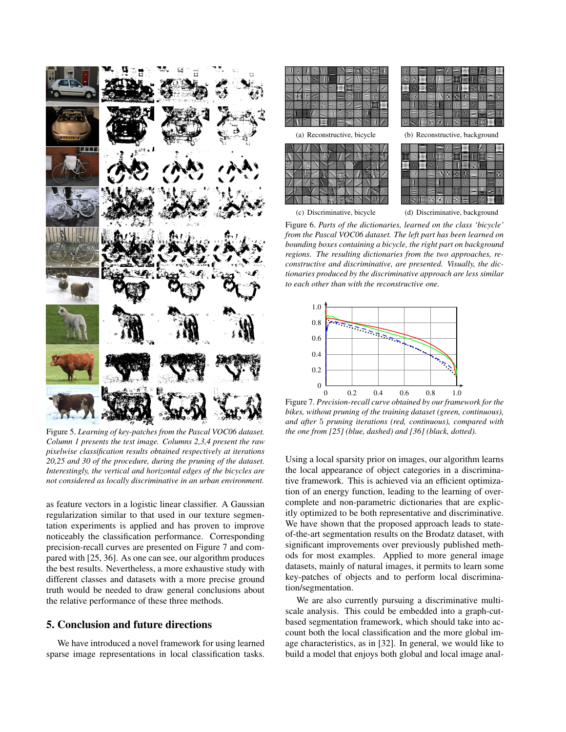Figure 5. *Learning of key-patches from the Pascal VOC06 dataset. Column 1 presents the test image. Columns 2,3,4 present the raw pixelwise classification results obtained respectively at iterations 20,25 and 30 of the procedure, during the pruning of the dataset. Interestingly, the vertical and horizontal edges of the bicycles are not considered as locally discriminative in an urban environment.*

(a) Reconstructive, bicycle

(b) Reconstructive, background

(c) Discriminative, bicycle

(d) Discriminative, background

Figure 6. *Parts of the dictionaries, learned on the class 'bicycle' from the Pascal VOC06 dataset. The left part has been learned on bounding boxes containing a bicycle, the right part on background regions. The resulting dictionaries from the two approaches, reconstructive and discriminative, are presented. Visually, the dictionaries produced by the discriminative approach are less similar to each other than with the reconstructive one.*

Figure 7. *Precision-recall curve obtained by our framework for the bikes, without pruning of the training dataset (green, continuous), and after* 5 *pruning iterations (red, continuous), compared with the one from [25] (blue, dashed) and [36] (black, dotted).*

as feature vectors in a logistic linear classifier. A Gaussian regularization similar to that used in our texture segmentation experiments is applied and has proven to improve noticeably the classification performance. Corresponding precision-recall curves are presented on Figure 7 and compared with [25, 36]. As one can see, our algorithm produces the best results. Nevertheless, a more exhaustive study with different classes and datasets with a more precise ground truth would be needed to draw general conclusions about the relative performance of these three methods.

## 5. Conclusion and future directions

We have introduced a novel framework for using learned sparse image representations in local classification tasks. Using a local sparsity prior on images, our algorithm learns the local appearance of object categories in a discriminative framework. This is achieved via an efficient optimization of an energy function, leading to the learning of overcomplete and non-parametric dictionaries that are explicitly optimized to be both representative and discriminative. We have shown that the proposed approach leads to state-of-the-art segmentation results on the Brodatz dataset, with significant improvements over previously published methods for most examples. Applied to more general image datasets, mainly of natural images, it permits to learn some key-patches of objects and to perform local discrimination/segmentation.

We are also currently pursuing a discriminative multiscale analysis. This could be embedded into a graph-cut-based segmentation framework, which should take into account both the local classification and the more global image characteristics, as in [32]. In general, we would like to build a model that enjoys both global and local image anal-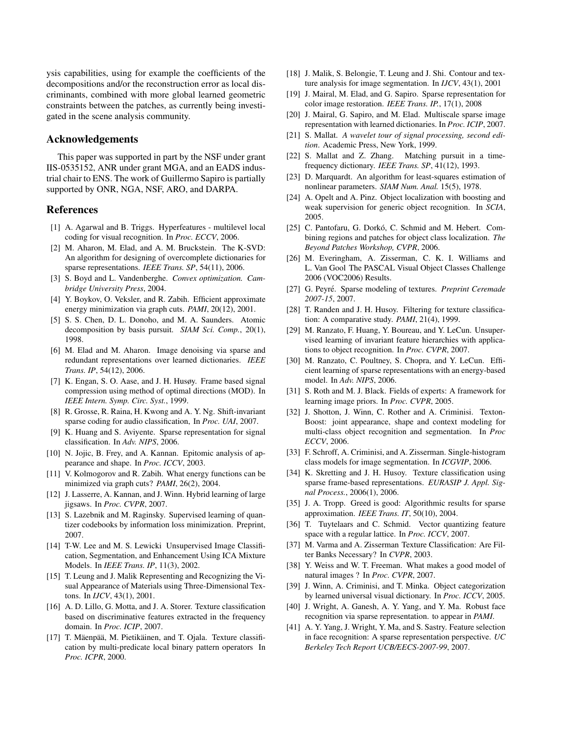ysis capabilities, using for example the coefficients of the decompositions and/or the reconstruction error as local discriminants, combined with more global learned geometric constraints between the patches, as currently being investigated in the scene analysis community.

## Acknowledgements

This paper was supported in part by the NSF under grant IIS-0535152, ANR under grant MGA, and an EADS industrial chair to ENS. The work of Guillermo Sapiro is partially supported by ONR, NGA, NSF, ARO, and DARPA.

## References

[1] A. Agarwal and B. Triggs. Hyperfeatures - multilevel local coding for visual recognition. In *Proc. ECCV*, 2006.

[2] M. Aharon, M. Elad, and A. M. Bruckstein. The K-SVD: An algorithm for designing of overcomplete dictionaries for sparse representations. *IEEE Trans. SP*, 54(11), 2006.

[3] S. Boyd and L. Vandenberghe. *Convex optimization. Cambridge University Press*, 2004.

[4] Y. Boykov, O. Veksler, and R. Zabih. Efficient approximate energy minimization via graph cuts. *PAMI*, 20(12), 2001.

[5] S. S. Chen, D. L. Donoho, and M. A. Saunders. Atomic decomposition by basis pursuit. *SIAM Sci. Comp.*, 20(1), 1998.

[6] M. Elad and M. Aharon. Image denoising via sparse and redundant representations over learned dictionaries. *IEEE Trans. IP*, 54(12), 2006.

[7] K. Engan, S. O. Aase, and J. H. Husøy. Frame based signal compression using method of optimal directions (MOD). In *IEEE Intern. Symp. Circ. Syst.*, 1999.

[8] R. Grosse, R. Raina, H. Kwong and A. Y. Ng. Shift-invariant sparse coding for audio classification, In *Proc. UAI*, 2007.

[9] K. Huang and S. Aviyente. Sparse representation for signal classification. In *Adv. NIPS*, 2006.

[10] N. Jojic, B. Frey, and A. Kannan. Epitomic analysis of appearance and shape. In *Proc. ICCV*, 2003.

[11] V. Kolmogorov and R. Zabih. What energy functions can be minimized via graph cuts? *PAMI*, 26(2), 2004.

[12] J. Lasserre, A. Kannan, and J. Winn. Hybrid learning of large jigsaws. In *Proc. CVPR*, 2007.

[13] S. Lazebnik and M. Raginsky. Supervised learning of quantizer codebooks by information loss minimization. Preprint, 2007.

[14] T-W. Lee and M. S. Lewicki Unsupervised Image Classification, Segmentation, and Enhancement Using ICA Mixture Models. In *IEEE Trans. IP*, 11(3), 2002.

[15] T. Leung and J. Malik Representing and Recognizing the Visual Appearance of Materials using Three-Dimensional Textons. In *IJCV*, 43(1), 2001.

[16] A. D. Lillo, G. Motta, and J. A. Storer. Texture classification based on discriminative features extracted in the frequency domain. In *Proc. ICIP*, 2007.

[17] T. Mäenpää, M. Pietikäinen, and T. Ojala. Texture classification by multi-predicate local binary pattern operators In *Proc. ICPR*, 2000.

[18] J. Malik, S. Belongie, T. Leung and J. Shi. Contour and texture analysis for image segmentation. In *IJCV*, 43(1), 2001

[19] J. Mairal, M. Elad, and G. Sapiro. Sparse representation for color image restoration. *IEEE Trans. IP.*, 17(1), 2008

[20] J. Mairal, G. Sapiro, and M. Elad. Multiscale sparse image representation with learned dictionaries. In *Proc. ICIP*, 2007.

[21] S. Mallat. *A wavelet tour of signal processing, second edition*. Academic Press, New York, 1999.

[22] S. Mallat and Z. Zhang. Matching pursuit in a time-frequency dictionary. *IEEE Trans. SP*, 41(12), 1993.

[23] D. Marquardt. An algorithm for least-squares estimation of nonlinear parameters. *SIAM Num. Anal.* 15(5), 1978.

[24] A. Opelt and A. Pinz. Object localization with boosting and weak supervision for generic object recognition. In *SCIA*, 2005.

[25] C. Pantofaru, G. Dorkó, C. Schmid and M. Hebert. Combining regions and patches for object class localization. *The Beyond Patches Workshop, CVPR*, 2006.

[26] M. Everingham, A. Zisserman, C. K. I. Williams and L. Van Gool The PASCAL Visual Object Classes Challenge 2006 (VOC2006) Results.

[27] G. Peyré. Sparse modeling of textures. *Preprint Ceremade 2007-15*, 2007.

[28] T. Randen and J. H. Husoy. Filtering for texture classification: A comparative study. *PAMI*, 21(4), 1999.

[29] M. Ranzato, F. Huang, Y. Boureau, and Y. LeCun. Unsupervised learning of invariant feature hierarchies with applications to object recognition. In *Proc. CVPR*, 2007.

[30] M. Ranzato, C. Poultney, S. Chopra, and Y. LeCun. Efficient learning of sparse representations with an energy-based model. In *Adv. NIPS*, 2006.

[31] S. Roth and M. J. Black. Fields of experts: A framework for learning image priors. In *Proc. CVPR*, 2005.

[32] J. Shotton, J. Winn, C. Rother and A. Criminisi. TextonBoost: joint appearance, shape and context modeling for multi-class object recognition and segmentation. In *Proc ECCV*, 2006.

[33] F. Schroff, A. Criminisi, and A. Zisserman. Single-histogram class models for image segmentation. In *ICGVIP*, 2006.

[34] K. Skretting and J. H. Husoy. Texture classification using sparse frame-based representations. *EURASIP J. Appl. Signal Process.*, 2006(1), 2006.

[35] J. A. Tropp. Greed is good: Algorithmic results for sparse approximation. *IEEE Trans. IT*, 50(10), 2004.

[36] T. Tuytelaars and C. Schmid. Vector quantizing feature space with a regular lattice. In *Proc. ICCV*, 2007.

[37] M. Varma and A. Zisserman Texture Classification: Are Filter Banks Necessary? In *CVPR*, 2003.

[38] Y. Weiss and W. T. Freeman. What makes a good model of natural images ? In *Proc. CVPR*, 2007.

[39] J. Winn, A. Criminisi, and T. Minka. Object categorization by learned universal visual dictionary. In *Proc. ICCV*, 2005.

[40] J. Wright, A. Ganesh, A. Y. Yang, and Y. Ma. Robust face recognition via sparse representation. to appear in *PAMI*.

[41] A. Y. Yang, J. Wright, Y. Ma, and S. Sastry. Feature selection in face recognition: A sparse representation perspective. *UC Berkeley Tech Report UCB/EECS-2007-99*, 2007.